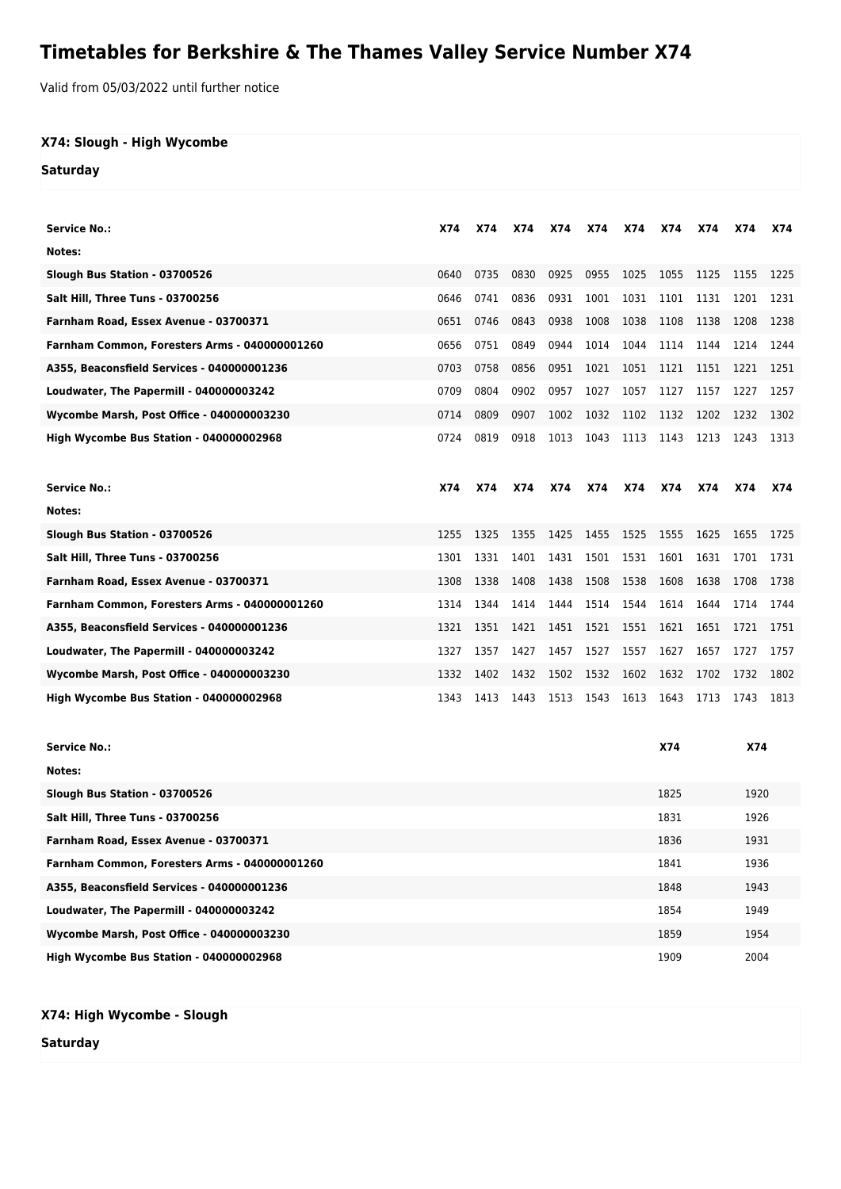# Timetables for Berkshire & The Thames Valley Service Number X74

Valid from 05/03/2022 until further notice

## X74: Slough - High Wycombe

### Saturday

| Service No.: | X74 | X74 | X74 | X74 | X74 | X74 | X74 | X74 | X74 | X74 |
|---|---|---|---|---|---|---|---|---|---|---|
| Notes: | | | | | | | | | | |
| Slough Bus Station - 03700526 | 0640 | 0735 | 0830 | 0925 | 0955 | 1025 | 1055 | 1125 | 1155 | 1225 |
| Salt Hill, Three Tuns - 03700256 | 0646 | 0741 | 0836 | 0931 | 1001 | 1031 | 1101 | 1131 | 1201 | 1231 |
| Farnham Road, Essex Avenue - 03700371 | 0651 | 0746 | 0843 | 0938 | 1008 | 1038 | 1108 | 1138 | 1208 | 1238 |
| Farnham Common, Foresters Arms - 040000001260 | 0656 | 0751 | 0849 | 0944 | 1014 | 1044 | 1114 | 1144 | 1214 | 1244 |
| A355, Beaconsfield Services - 040000001236 | 0703 | 0758 | 0856 | 0951 | 1021 | 1051 | 1121 | 1151 | 1221 | 1251 |
| Loudwater, The Papermill - 040000003242 | 0709 | 0804 | 0902 | 0957 | 1027 | 1057 | 1127 | 1157 | 1227 | 1257 |
| Wycombe Marsh, Post Office - 040000003230 | 0714 | 0809 | 0907 | 1002 | 1032 | 1102 | 1132 | 1202 | 1232 | 1302 |
| High Wycombe Bus Station - 040000002968 | 0724 | 0819 | 0918 | 1013 | 1043 | 1113 | 1143 | 1213 | 1243 | 1313 |

| Service No.: | X74 | X74 | X74 | X74 | X74 | X74 | X74 | X74 | X74 | X74 |
|---|---|---|---|---|---|---|---|---|---|---|
| Notes: | | | | | | | | | | |
| Slough Bus Station - 03700526 | 1255 | 1325 | 1355 | 1425 | 1455 | 1525 | 1555 | 1625 | 1655 | 1725 |
| Salt Hill, Three Tuns - 03700256 | 1301 | 1331 | 1401 | 1431 | 1501 | 1531 | 1601 | 1631 | 1701 | 1731 |
| Farnham Road, Essex Avenue - 03700371 | 1308 | 1338 | 1408 | 1438 | 1508 | 1538 | 1608 | 1638 | 1708 | 1738 |
| Farnham Common, Foresters Arms - 040000001260 | 1314 | 1344 | 1414 | 1444 | 1514 | 1544 | 1614 | 1644 | 1714 | 1744 |
| A355, Beaconsfield Services - 040000001236 | 1321 | 1351 | 1421 | 1451 | 1521 | 1551 | 1621 | 1651 | 1721 | 1751 |
| Loudwater, The Papermill - 040000003242 | 1327 | 1357 | 1427 | 1457 | 1527 | 1557 | 1627 | 1657 | 1727 | 1757 |
| Wycombe Marsh, Post Office - 040000003230 | 1332 | 1402 | 1432 | 1502 | 1532 | 1602 | 1632 | 1702 | 1732 | 1802 |
| High Wycombe Bus Station - 040000002968 | 1343 | 1413 | 1443 | 1513 | 1543 | 1613 | 1643 | 1713 | 1743 | 1813 |

| Service No.: | X74 | X74 |
|---|---|---|
| Notes: | | |
| Slough Bus Station - 03700526 | 1825 | 1920 |
| Salt Hill, Three Tuns - 03700256 | 1831 | 1926 |
| Farnham Road, Essex Avenue - 03700371 | 1836 | 1931 |
| Farnham Common, Foresters Arms - 040000001260 | 1841 | 1936 |
| A355, Beaconsfield Services - 040000001236 | 1848 | 1943 |
| Loudwater, The Papermill - 040000003242 | 1854 | 1949 |
| Wycombe Marsh, Post Office - 040000003230 | 1859 | 1954 |
| High Wycombe Bus Station - 040000002968 | 1909 | 2004 |

## X74: High Wycombe - Slough

### Saturday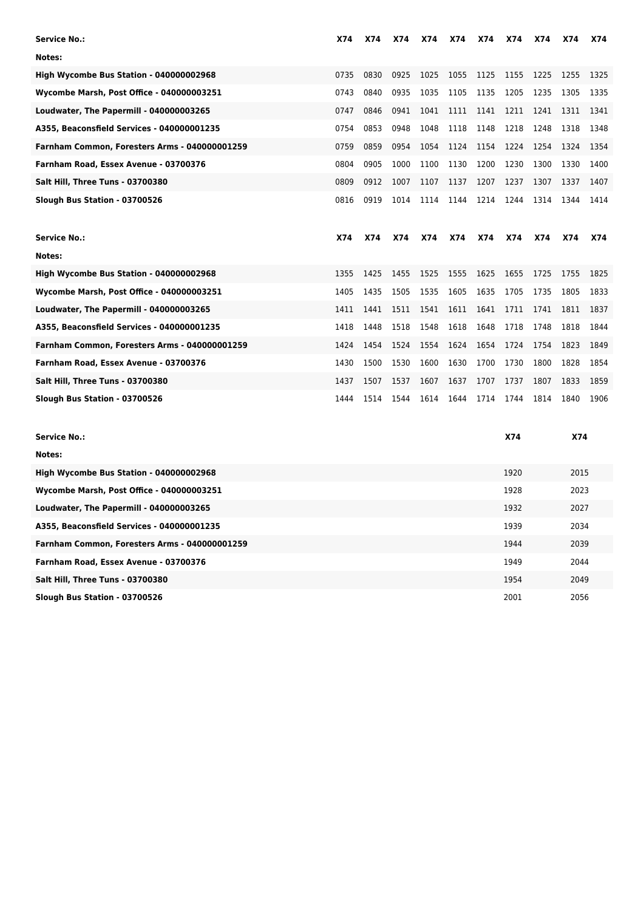| Service No.: | X74 | X74 | X74 | X74 | X74 | X74 | X74 | X74 | X74 | X74 |
|---|---|---|---|---|---|---|---|---|---|---|
| Notes: | | | | | | | | | | |
| High Wycombe Bus Station - 040000002968 | 0735 | 0830 | 0925 | 1025 | 1055 | 1125 | 1155 | 1225 | 1255 | 1325 |
| Wycombe Marsh, Post Office - 040000003251 | 0743 | 0840 | 0935 | 1035 | 1105 | 1135 | 1205 | 1235 | 1305 | 1335 |
| Loudwater, The Papermill - 040000003265 | 0747 | 0846 | 0941 | 1041 | 1111 | 1141 | 1211 | 1241 | 1311 | 1341 |
| A355, Beaconsfield Services - 040000001235 | 0754 | 0853 | 0948 | 1048 | 1118 | 1148 | 1218 | 1248 | 1318 | 1348 |
| Farnham Common, Foresters Arms - 040000001259 | 0759 | 0859 | 0954 | 1054 | 1124 | 1154 | 1224 | 1254 | 1324 | 1354 |
| Farnham Road, Essex Avenue - 03700376 | 0804 | 0905 | 1000 | 1100 | 1130 | 1200 | 1230 | 1300 | 1330 | 1400 |
| Salt Hill, Three Tuns - 03700380 | 0809 | 0912 | 1007 | 1107 | 1137 | 1207 | 1237 | 1307 | 1337 | 1407 |
| Slough Bus Station - 03700526 | 0816 | 0919 | 1014 | 1114 | 1144 | 1214 | 1244 | 1314 | 1344 | 1414 |

| Service No.: | X74 | X74 | X74 | X74 | X74 | X74 | X74 | X74 | X74 | X74 |
|---|---|---|---|---|---|---|---|---|---|---|
| Notes: | | | | | | | | | | |
| High Wycombe Bus Station - 040000002968 | 1355 | 1425 | 1455 | 1525 | 1555 | 1625 | 1655 | 1725 | 1755 | 1825 |
| Wycombe Marsh, Post Office - 040000003251 | 1405 | 1435 | 1505 | 1535 | 1605 | 1635 | 1705 | 1735 | 1805 | 1833 |
| Loudwater, The Papermill - 040000003265 | 1411 | 1441 | 1511 | 1541 | 1611 | 1641 | 1711 | 1741 | 1811 | 1837 |
| A355, Beaconsfield Services - 040000001235 | 1418 | 1448 | 1518 | 1548 | 1618 | 1648 | 1718 | 1748 | 1818 | 1844 |
| Farnham Common, Foresters Arms - 040000001259 | 1424 | 1454 | 1524 | 1554 | 1624 | 1654 | 1724 | 1754 | 1823 | 1849 |
| Farnham Road, Essex Avenue - 03700376 | 1430 | 1500 | 1530 | 1600 | 1630 | 1700 | 1730 | 1800 | 1828 | 1854 |
| Salt Hill, Three Tuns - 03700380 | 1437 | 1507 | 1537 | 1607 | 1637 | 1707 | 1737 | 1807 | 1833 | 1859 |
| Slough Bus Station - 03700526 | 1444 | 1514 | 1544 | 1614 | 1644 | 1714 | 1744 | 1814 | 1840 | 1906 |

| Service No.: | X74 | X74 |
|---|---|---|
| Notes: | | |
| High Wycombe Bus Station - 040000002968 | 1920 | 2015 |
| Wycombe Marsh, Post Office - 040000003251 | 1928 | 2023 |
| Loudwater, The Papermill - 040000003265 | 1932 | 2027 |
| A355, Beaconsfield Services - 040000001235 | 1939 | 2034 |
| Farnham Common, Foresters Arms - 040000001259 | 1944 | 2039 |
| Farnham Road, Essex Avenue - 03700376 | 1949 | 2044 |
| Salt Hill, Three Tuns - 03700380 | 1954 | 2049 |
| Slough Bus Station - 03700526 | 2001 | 2056 |